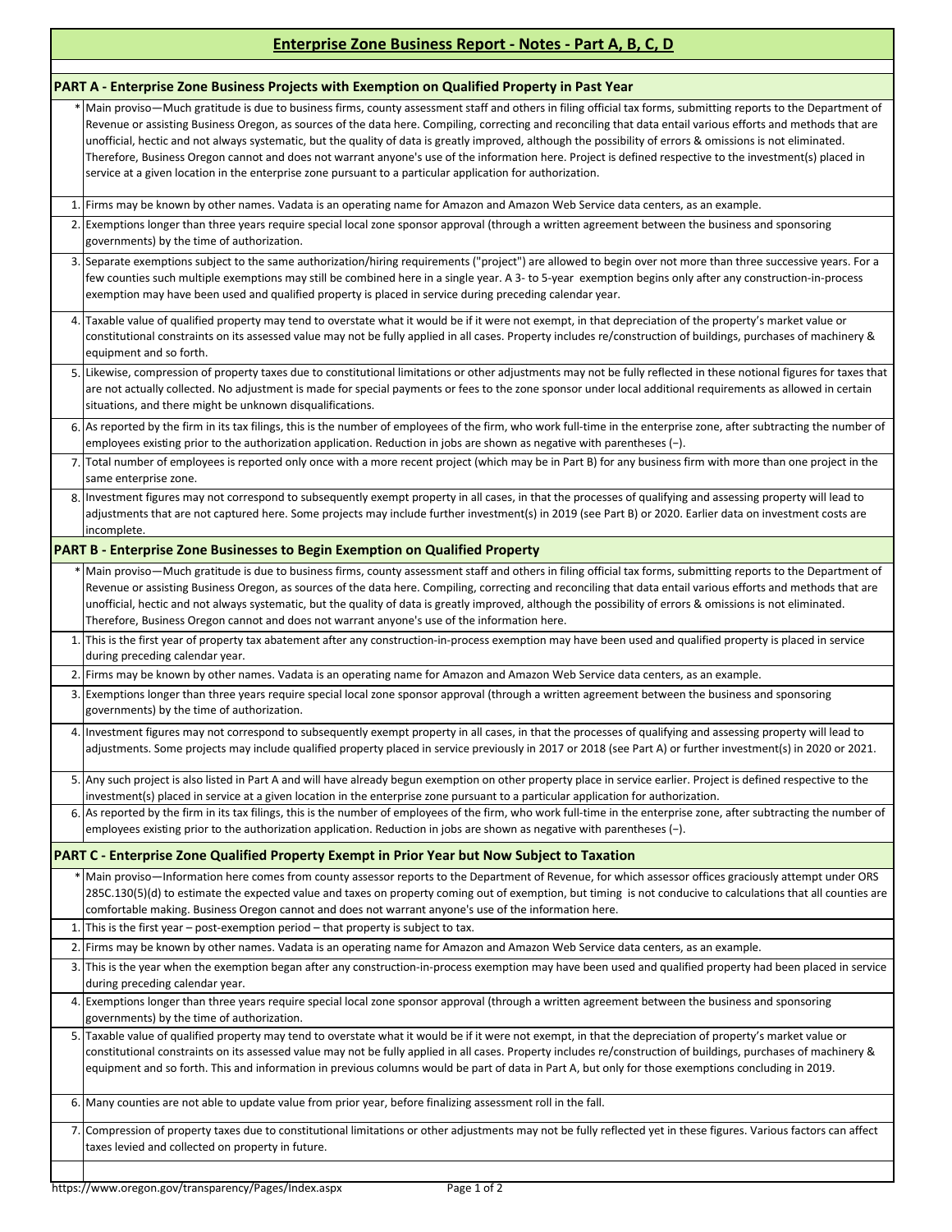# Enterprise Zone Business Report - Notes - Part A, B, C, D

## PART A - Enterprise Zone Business Projects with Exemption on Qualified Property in Past Year

| | |
|---|---|
| * | Main proviso—Much gratitude is due to business firms, county assessment staff and others in filing official tax forms, submitting reports to the Department of Revenue or assisting Business Oregon, as sources of the data here. Compiling, correcting and reconciling that data entail various efforts and methods that are unofficial, hectic and not always systematic, but the quality of data is greatly improved, although the possibility of errors & omissions is not eliminated. Therefore, Business Oregon cannot and does not warrant anyone's use of the information here. Project is defined respective to the investment(s) placed in service at a given location in the enterprise zone pursuant to a particular application for authorization. |
| 1. | Firms may be known by other names. Vadata is an operating name for Amazon and Amazon Web Service data centers, as an example. |
| 2. | Exemptions longer than three years require special local zone sponsor approval (through a written agreement between the business and sponsoring governments) by the time of authorization. |
| 3. | Separate exemptions subject to the same authorization/hiring requirements ("project") are allowed to begin over not more than three successive years. For a few counties such multiple exemptions may still be combined here in a single year. A 3- to 5-year exemption begins only after any construction-in-process exemption may have been used and qualified property is placed in service during preceding calendar year. |
| 4. | Taxable value of qualified property may tend to overstate what it would be if it were not exempt, in that depreciation of the property's market value or constitutional constraints on its assessed value may not be fully applied in all cases. Property includes re/construction of buildings, purchases of machinery & equipment and so forth. |
| 5. | Likewise, compression of property taxes due to constitutional limitations or other adjustments may not be fully reflected in these notional figures for taxes that are not actually collected. No adjustment is made for special payments or fees to the zone sponsor under local additional requirements as allowed in certain situations, and there might be unknown disqualifications. |
| 6. | As reported by the firm in its tax filings, this is the number of employees of the firm, who work full-time in the enterprise zone, after subtracting the number of employees existing prior to the authorization application. Reduction in jobs are shown as negative with parentheses (−). |
| 7. | Total number of employees is reported only once with a more recent project (which may be in Part B) for any business firm with more than one project in the same enterprise zone. |
| 8. | Investment figures may not correspond to subsequently exempt property in all cases, in that the processes of qualifying and assessing property will lead to adjustments that are not captured here. Some projects may include further investment(s) in 2019 (see Part B) or 2020. Earlier data on investment costs are incomplete. |

## PART B - Enterprise Zone Businesses to Begin Exemption on Qualified Property

| | |
|---|---|
| * | Main proviso—Much gratitude is due to business firms, county assessment staff and others in filing official tax forms, submitting reports to the Department of Revenue or assisting Business Oregon, as sources of the data here. Compiling, correcting and reconciling that data entail various efforts and methods that are unofficial, hectic and not always systematic, but the quality of data is greatly improved, although the possibility of errors & omissions is not eliminated. Therefore, Business Oregon cannot and does not warrant anyone's use of the information here. |
| 1. | This is the first year of property tax abatement after any construction-in-process exemption may have been used and qualified property is placed in service during preceding calendar year. |
| 2. | Firms may be known by other names. Vadata is an operating name for Amazon and Amazon Web Service data centers, as an example. |
| 3. | Exemptions longer than three years require special local zone sponsor approval (through a written agreement between the business and sponsoring governments) by the time of authorization. |
| 4. | Investment figures may not correspond to subsequently exempt property in all cases, in that the processes of qualifying and assessing property will lead to adjustments. Some projects may include qualified property placed in service previously in 2017 or 2018 (see Part A) or further investment(s) in 2020 or 2021. |
| 5. | Any such project is also listed in Part A and will have already begun exemption on other property place in service earlier. Project is defined respective to the investment(s) placed in service at a given location in the enterprise zone pursuant to a particular application for authorization. |
| 6. | As reported by the firm in its tax filings, this is the number of employees of the firm, who work full-time in the enterprise zone, after subtracting the number of employees existing prior to the authorization application. Reduction in jobs are shown as negative with parentheses (−). |

## PART C - Enterprise Zone Qualified Property Exempt in Prior Year but Now Subject to Taxation

| | |
|---|---|
| * | Main proviso—Information here comes from county assessor reports to the Department of Revenue, for which assessor offices graciously attempt under ORS 285C.130(5)(d) to estimate the expected value and taxes on property coming out of exemption, but timing is not conducive to calculations that all counties are comfortable making. Business Oregon cannot and does not warrant anyone's use of the information here. |
| 1. | This is the first year – post-exemption period – that property is subject to tax. |
| 2. | Firms may be known by other names. Vadata is an operating name for Amazon and Amazon Web Service data centers, as an example. |
| 3. | This is the year when the exemption began after any construction-in-process exemption may have been used and qualified property had been placed in service during preceding calendar year. |
| 4. | Exemptions longer than three years require special local zone sponsor approval (through a written agreement between the business and sponsoring governments) by the time of authorization. |
| 5. | Taxable value of qualified property may tend to overstate what it would be if it were not exempt, in that the depreciation of property's market value or constitutional constraints on its assessed value may not be fully applied in all cases. Property includes re/construction of buildings, purchases of machinery & equipment and so forth. This and information in previous columns would be part of data in Part A, but only for those exemptions concluding in 2019. |
| 6. | Many counties are not able to update value from prior year, before finalizing assessment roll in the fall. |
| 7. | Compression of property taxes due to constitutional limitations or other adjustments may not be fully reflected yet in these figures. Various factors can affect taxes levied and collected on property in future. |

https://www.oregon.gov/transparency/Pages/Index.aspx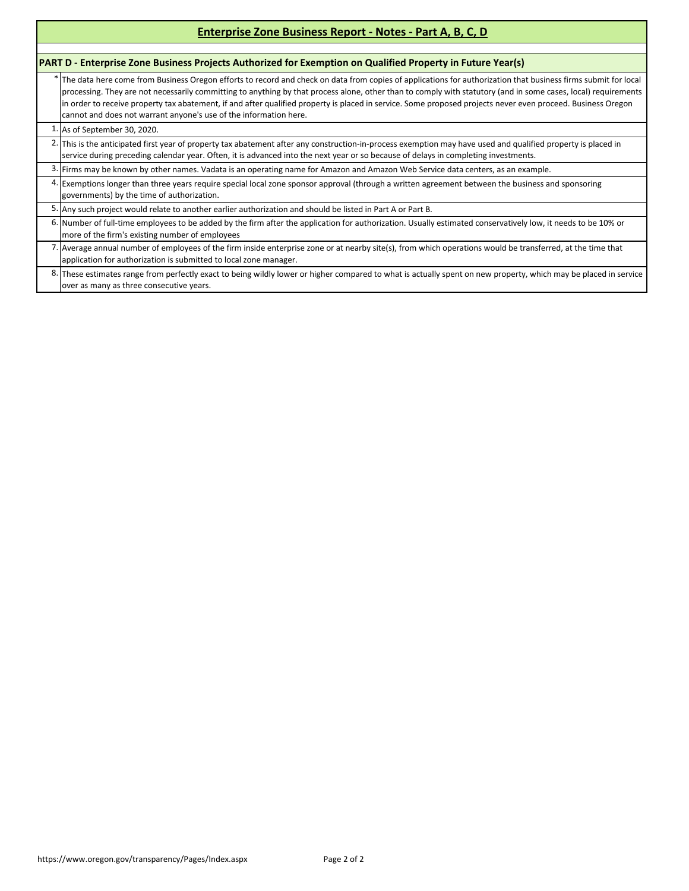# Enterprise Zone Business Report - Notes - Part A, B, C, D

## PART D - Enterprise Zone Business Projects Authorized for Exemption on Qualified Property in Future Year(s)

| | |
|---|---|
| * | The data here come from Business Oregon efforts to record and check on data from copies of applications for authorization that business firms submit for local processing. They are not necessarily committing to anything by that process alone, other than to comply with statutory (and in some cases, local) requirements in order to receive property tax abatement, if and after qualified property is placed in service. Some proposed projects never even proceed. Business Oregon cannot and does not warrant anyone's use of the information here. |
| 1. | As of September 30, 2020. |
| 2. | This is the anticipated first year of property tax abatement after any construction-in-process exemption may have used and qualified property is placed in service during preceding calendar year. Often, it is advanced into the next year or so because of delays in completing investments. |
| 3. | Firms may be known by other names. Vadata is an operating name for Amazon and Amazon Web Service data centers, as an example. |
| 4. | Exemptions longer than three years require special local zone sponsor approval (through a written agreement between the business and sponsoring governments) by the time of authorization. |
| 5. | Any such project would relate to another earlier authorization and should be listed in Part A or Part B. |
| 6. | Number of full-time employees to be added by the firm after the application for authorization. Usually estimated conservatively low, it needs to be 10% or more of the firm's existing number of employees |
| 7. | Average annual number of employees of the firm inside enterprise zone or at nearby site(s), from which operations would be transferred, at the time that application for authorization is submitted to local zone manager. |
| 8. | These estimates range from perfectly exact to being wildly lower or higher compared to what is actually spent on new property, which may be placed in service over as many as three consecutive years. |

https://www.oregon.gov/transparency/Pages/Index.aspx